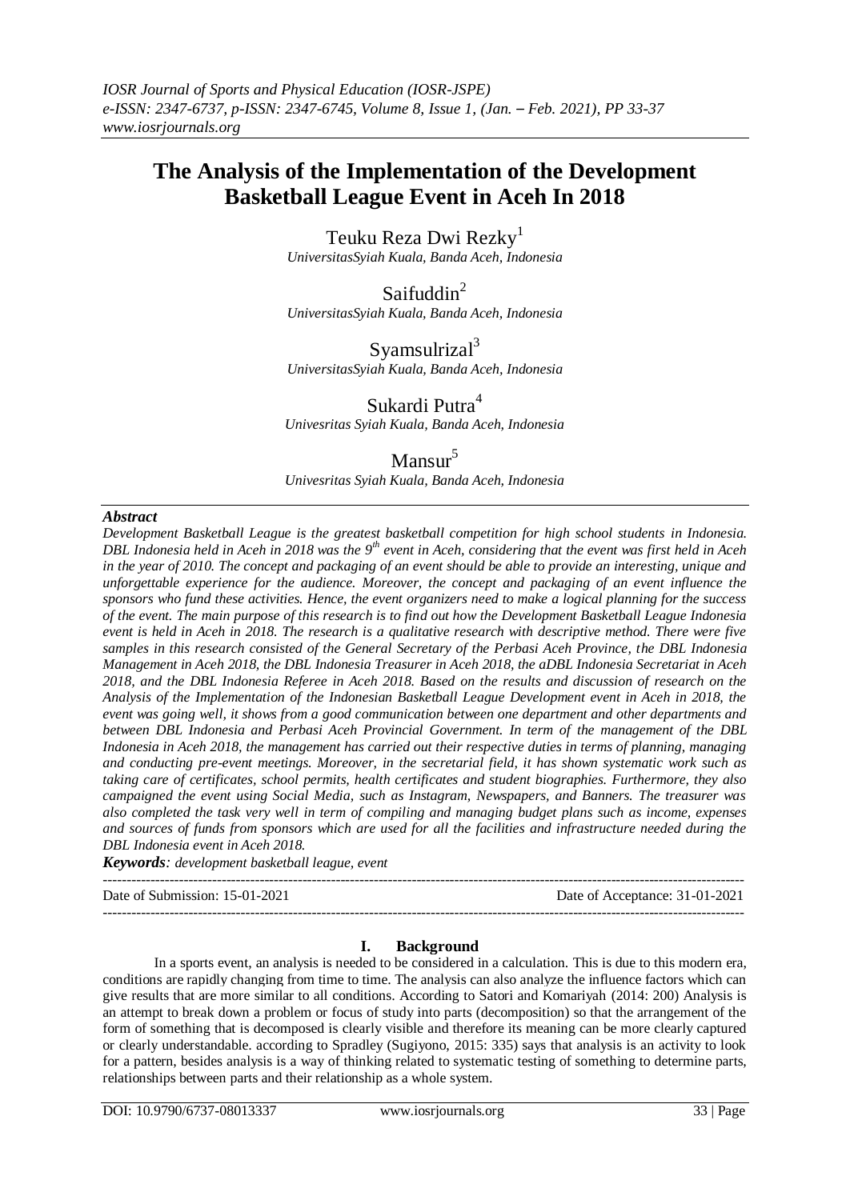# The Analysis of the Implementation of the Development Basketball League Event in Aceh In 2018

Teuku Reza Dwi Rezky[1]
*UniversitasSyiah Kuala, Banda Aceh, Indonesia*

Saifuddin[2]
*UniversitasSyiah Kuala, Banda Aceh, Indonesia*

Syamsulrizal[3]
*UniversitasSyiah Kuala, Banda Aceh, Indonesia*

Sukardi Putra[4]
*Univesritas Syiah Kuala, Banda Aceh, Indonesia*

Mansur[5]
*Univesritas Syiah Kuala, Banda Aceh, Indonesia*

## *Abstract*

*Development Basketball League is the greatest basketball competition for high school students in Indonesia. DBL Indonesia held in Aceh in 2018 was the 9th event in Aceh, considering that the event was first held in Aceh in the year of 2010. The concept and packaging of an event should be able to provide an interesting, unique and unforgettable experience for the audience. Moreover, the concept and packaging of an event influence the sponsors who fund these activities. Hence, the event organizers need to make a logical planning for the success of the event. The main purpose of this research is to find out how the Development Basketball League Indonesia event is held in Aceh in 2018. The research is a qualitative research with descriptive method. There were five samples in this research consisted of the General Secretary of the Perbasi Aceh Province, the DBL Indonesia Management in Aceh 2018, the DBL Indonesia Treasurer in Aceh 2018, the aDBL Indonesia Secretariat in Aceh 2018, and the DBL Indonesia Referee in Aceh 2018. Based on the results and discussion of research on the Analysis of the Implementation of the Indonesian Basketball League Development event in Aceh in 2018, the event was going well, it shows from a good communication between one department and other departments and between DBL Indonesia and Perbasi Aceh Provincial Government. In term of the management of the DBL Indonesia in Aceh 2018, the management has carried out their respective duties in terms of planning, managing and conducting pre-event meetings. Moreover, in the secretarial field, it has shown systematic work such as taking care of certificates, school permits, health certificates and student biographies. Furthermore, they also campaigned the event using Social Media, such as Instagram, Newspapers, and Banners. The treasurer was also completed the task very well in term of compiling and managing budget plans such as income, expenses and sources of funds from sponsors which are used for all the facilities and infrastructure needed during the DBL Indonesia event in Aceh 2018.*

***Keywords****: development basketball league, event*

---

Date of Submission: 15-01-2021 Date of Acceptance: 31-01-2021

---

## I. Background

In a sports event, an analysis is needed to be considered in a calculation. This is due to this modern era, conditions are rapidly changing from time to time. The analysis can also analyze the influence factors which can give results that are more similar to all conditions. According to Satori and Komariyah (2014: 200) Analysis is an attempt to break down a problem or focus of study into parts (decomposition) so that the arrangement of the form of something that is decomposed is clearly visible and therefore its meaning can be more clearly captured or clearly understandable. according to Spradley (Sugiyono, 2015: 335) says that analysis is an activity to look for a pattern, besides analysis is a way of thinking related to systematic testing of something to determine parts, relationships between parts and their relationship as a whole system.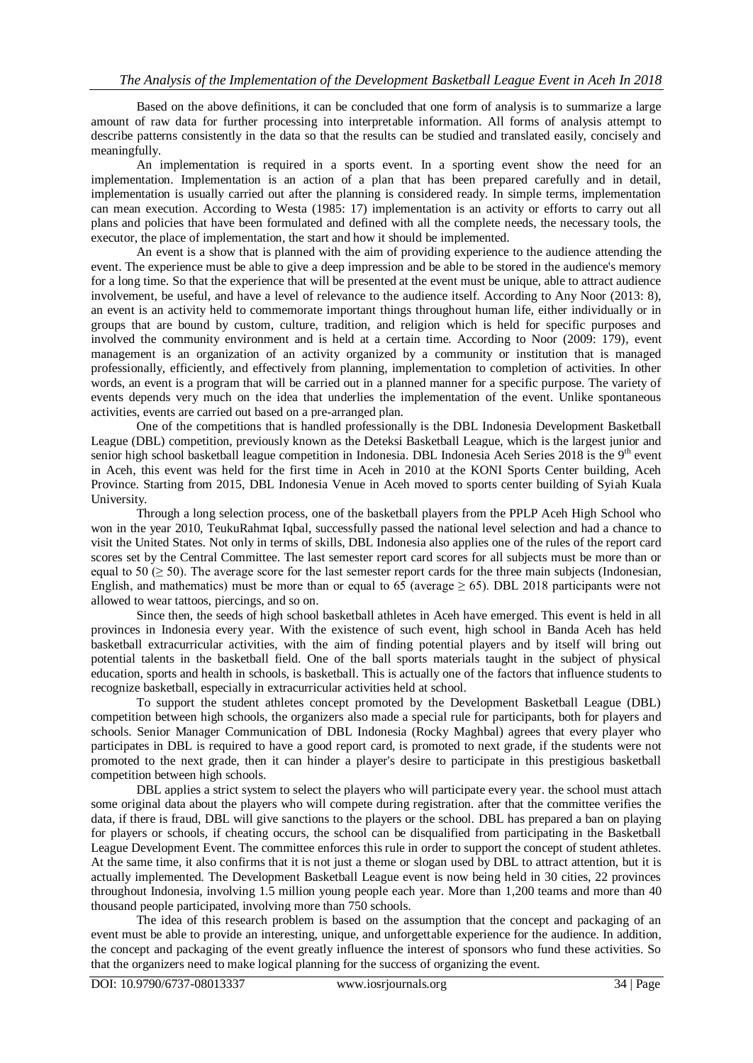Based on the above definitions, it can be concluded that one form of analysis is to summarize a large amount of raw data for further processing into interpretable information. All forms of analysis attempt to describe patterns consistently in the data so that the results can be studied and translated easily, concisely and meaningfully.

An implementation is required in a sports event. In a sporting event show the need for an implementation. Implementation is an action of a plan that has been prepared carefully and in detail, implementation is usually carried out after the planning is considered ready. In simple terms, implementation can mean execution. According to Westa (1985: 17) implementation is an activity or efforts to carry out all plans and policies that have been formulated and defined with all the complete needs, the necessary tools, the executor, the place of implementation, the start and how it should be implemented.

An event is a show that is planned with the aim of providing experience to the audience attending the event. The experience must be able to give a deep impression and be able to be stored in the audience's memory for a long time. So that the experience that will be presented at the event must be unique, able to attract audience involvement, be useful, and have a level of relevance to the audience itself. According to Any Noor (2013: 8), an event is an activity held to commemorate important things throughout human life, either individually or in groups that are bound by custom, culture, tradition, and religion which is held for specific purposes and involved the community environment and is held at a certain time. According to Noor (2009: 179), event management is an organization of an activity organized by a community or institution that is managed professionally, efficiently, and effectively from planning, implementation to completion of activities. In other words, an event is a program that will be carried out in a planned manner for a specific purpose. The variety of events depends very much on the idea that underlies the implementation of the event. Unlike spontaneous activities, events are carried out based on a pre-arranged plan.

One of the competitions that is handled professionally is the DBL Indonesia Development Basketball League (DBL) competition, previously known as the Deteksi Basketball League, which is the largest junior and senior high school basketball league competition in Indonesia. DBL Indonesia Aceh Series 2018 is the 9th event in Aceh, this event was held for the first time in Aceh in 2010 at the KONI Sports Center building, Aceh Province. Starting from 2015, DBL Indonesia Venue in Aceh moved to sports center building of Syiah Kuala University.

Through a long selection process, one of the basketball players from the PPLP Aceh High School who won in the year 2010, TeukuRahmat Iqbal, successfully passed the national level selection and had a chance to visit the United States. Not only in terms of skills, DBL Indonesia also applies one of the rules of the report card scores set by the Central Committee. The last semester report card scores for all subjects must be more than or equal to 50 ($\geq 50$). The average score for the last semester report cards for the three main subjects (Indonesian, English, and mathematics) must be more than or equal to 65 (average $\geq 65$). DBL 2018 participants were not allowed to wear tattoos, piercings, and so on.

Since then, the seeds of high school basketball athletes in Aceh have emerged. This event is held in all provinces in Indonesia every year. With the existence of such event, high school in Banda Aceh has held basketball extracurricular activities, with the aim of finding potential players and by itself will bring out potential talents in the basketball field. One of the ball sports materials taught in the subject of physical education, sports and health in schools, is basketball. This is actually one of the factors that influence students to recognize basketball, especially in extracurricular activities held at school.

To support the student athletes concept promoted by the Development Basketball League (DBL) competition between high schools, the organizers also made a special rule for participants, both for players and schools. Senior Manager Communication of DBL Indonesia (Rocky Maghbal) agrees that every player who participates in DBL is required to have a good report card, is promoted to next grade, if the students were not promoted to the next grade, then it can hinder a player's desire to participate in this prestigious basketball competition between high schools.

DBL applies a strict system to select the players who will participate every year. the school must attach some original data about the players who will compete during registration. after that the committee verifies the data, if there is fraud, DBL will give sanctions to the players or the school. DBL has prepared a ban on playing for players or schools, if cheating occurs, the school can be disqualified from participating in the Basketball League Development Event. The committee enforces this rule in order to support the concept of student athletes. At the same time, it also confirms that it is not just a theme or slogan used by DBL to attract attention, but it is actually implemented. The Development Basketball League event is now being held in 30 cities, 22 provinces throughout Indonesia, involving 1.5 million young people each year. More than 1,200 teams and more than 40 thousand people participated, involving more than 750 schools.

The idea of this research problem is based on the assumption that the concept and packaging of an event must be able to provide an interesting, unique, and unforgettable experience for the audience. In addition, the concept and packaging of the event greatly influence the interest of sponsors who fund these activities. So that the organizers need to make logical planning for the success of organizing the event.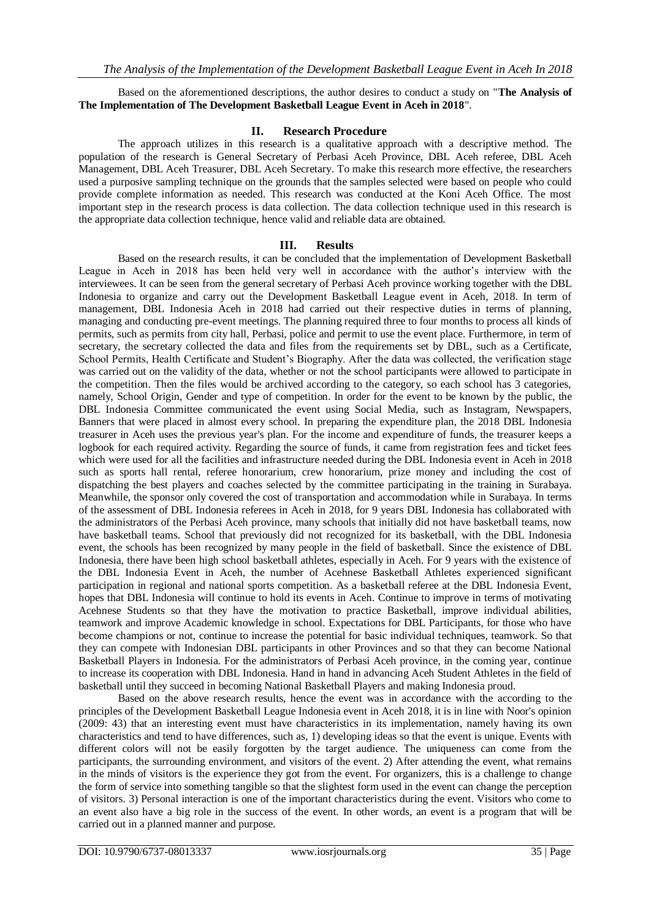Based on the aforementioned descriptions, the author desires to conduct a study on "**The Analysis of The Implementation of The Development Basketball League Event in Aceh in 2018**".

## II. Research Procedure

The approach utilizes in this research is a qualitative approach with a descriptive method. The population of the research is General Secretary of Perbasi Aceh Province, DBL Aceh referee, DBL Aceh Management, DBL Aceh Treasurer, DBL Aceh Secretary. To make this research more effective, the researchers used a purposive sampling technique on the grounds that the samples selected were based on people who could provide complete information as needed. This research was conducted at the Koni Aceh Office. The most important step in the research process is data collection. The data collection technique used in this research is the appropriate data collection technique, hence valid and reliable data are obtained.

## III. Results

Based on the research results, it can be concluded that the implementation of Development Basketball League in Aceh in 2018 has been held very well in accordance with the author's interview with the interviewees. It can be seen from the general secretary of Perbasi Aceh province working together with the DBL Indonesia to organize and carry out the Development Basketball League event in Aceh, 2018. In term of management, DBL Indonesia Aceh in 2018 had carried out their respective duties in terms of planning, managing and conducting pre-event meetings. The planning required three to four months to process all kinds of permits, such as permits from city hall, Perbasi, police and permit to use the event place. Furthermore, in term of secretary, the secretary collected the data and files from the requirements set by DBL, such as a Certificate, School Permits, Health Certificate and Student's Biography. After the data was collected, the verification stage was carried out on the validity of the data, whether or not the school participants were allowed to participate in the competition. Then the files would be archived according to the category, so each school has 3 categories, namely, School Origin, Gender and type of competition. In order for the event to be known by the public, the DBL Indonesia Committee communicated the event using Social Media, such as Instagram, Newspapers, Banners that were placed in almost every school. In preparing the expenditure plan, the 2018 DBL Indonesia treasurer in Aceh uses the previous year's plan. For the income and expenditure of funds, the treasurer keeps a logbook for each required activity. Regarding the source of funds, it came from registration fees and ticket fees which were used for all the facilities and infrastructure needed during the DBL Indonesia event in Aceh in 2018 such as sports hall rental, referee honorarium, crew honorarium, prize money and including the cost of dispatching the best players and coaches selected by the committee participating in the training in Surabaya. Meanwhile, the sponsor only covered the cost of transportation and accommodation while in Surabaya. In terms of the assessment of DBL Indonesia referees in Aceh in 2018, for 9 years DBL Indonesia has collaborated with the administrators of the Perbasi Aceh province, many schools that initially did not have basketball teams, now have basketball teams. School that previously did not recognized for its basketball, with the DBL Indonesia event, the schools has been recognized by many people in the field of basketball. Since the existence of DBL Indonesia, there have been high school basketball athletes, especially in Aceh. For 9 years with the existence of the DBL Indonesia Event in Aceh, the number of Acehnese Basketball Athletes experienced significant participation in regional and national sports competition. As a basketball referee at the DBL Indonesia Event, hopes that DBL Indonesia will continue to hold its events in Aceh. Continue to improve in terms of motivating Acehnese Students so that they have the motivation to practice Basketball, improve individual abilities, teamwork and improve Academic knowledge in school. Expectations for DBL Participants, for those who have become champions or not, continue to increase the potential for basic individual techniques, teamwork. So that they can compete with Indonesian DBL participants in other Provinces and so that they can become National Basketball Players in Indonesia. For the administrators of Perbasi Aceh province, in the coming year, continue to increase its cooperation with DBL Indonesia. Hand in hand in advancing Aceh Student Athletes in the field of basketball until they succeed in becoming National Basketball Players and making Indonesia proud.

Based on the above research results, hence the event was in accordance with the according to the principles of the Development Basketball League Indonesia event in Aceh 2018, it is in line with Noor's opinion (2009: 43) that an interesting event must have characteristics in its implementation, namely having its own characteristics and tend to have differences, such as, 1) developing ideas so that the event is unique. Events with different colors will not be easily forgotten by the target audience. The uniqueness can come from the participants, the surrounding environment, and visitors of the event. 2) After attending the event, what remains in the minds of visitors is the experience they got from the event. For organizers, this is a challenge to change the form of service into something tangible so that the slightest form used in the event can change the perception of visitors. 3) Personal interaction is one of the important characteristics during the event. Visitors who come to an event also have a big role in the success of the event. In other words, an event is a program that will be carried out in a planned manner and purpose.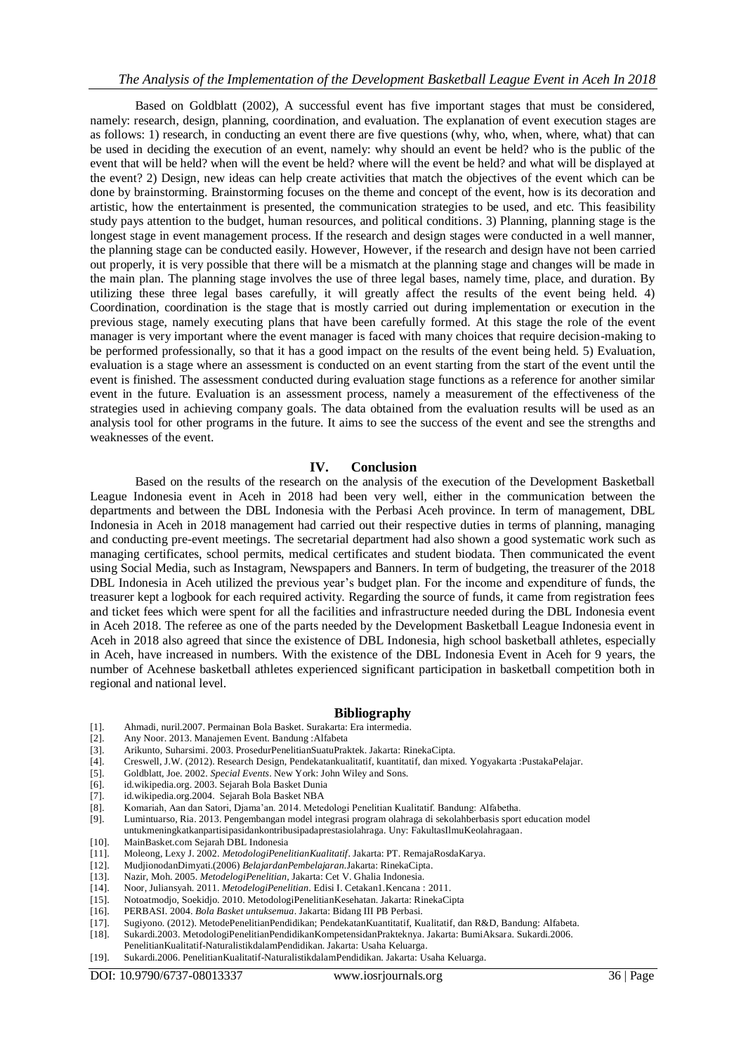Based on Goldblatt (2002), A successful event has five important stages that must be considered, namely: research, design, planning, coordination, and evaluation. The explanation of event execution stages are as follows: 1) research, in conducting an event there are five questions (why, who, when, where, what) that can be used in deciding the execution of an event, namely: why should an event be held? who is the public of the event that will be held? when will the event be held? where will the event be held? and what will be displayed at the event? 2) Design, new ideas can help create activities that match the objectives of the event which can be done by brainstorming. Brainstorming focuses on the theme and concept of the event, how is its decoration and artistic, how the entertainment is presented, the communication strategies to be used, and etc. This feasibility study pays attention to the budget, human resources, and political conditions. 3) Planning, planning stage is the longest stage in event management process. If the research and design stages were conducted in a well manner, the planning stage can be conducted easily. However, However, if the research and design have not been carried out properly, it is very possible that there will be a mismatch at the planning stage and changes will be made in the main plan. The planning stage involves the use of three legal bases, namely time, place, and duration. By utilizing these three legal bases carefully, it will greatly affect the results of the event being held. 4) Coordination, coordination is the stage that is mostly carried out during implementation or execution in the previous stage, namely executing plans that have been carefully formed. At this stage the role of the event manager is very important where the event manager is faced with many choices that require decision-making to be performed professionally, so that it has a good impact on the results of the event being held. 5) Evaluation, evaluation is a stage where an assessment is conducted on an event starting from the start of the event until the event is finished. The assessment conducted during evaluation stage functions as a reference for another similar event in the future. Evaluation is an assessment process, namely a measurement of the effectiveness of the strategies used in achieving company goals. The data obtained from the evaluation results will be used as an analysis tool for other programs in the future. It aims to see the success of the event and see the strengths and weaknesses of the event.

## IV. Conclusion

Based on the results of the research on the analysis of the execution of the Development Basketball League Indonesia event in Aceh in 2018 had been very well, either in the communication between the departments and between the DBL Indonesia with the Perbasi Aceh province. In term of management, DBL Indonesia in Aceh in 2018 management had carried out their respective duties in terms of planning, managing and conducting pre-event meetings. The secretarial department had also shown a good systematic work such as managing certificates, school permits, medical certificates and student biodata. Then communicated the event using Social Media, such as Instagram, Newspapers and Banners. In term of budgeting, the treasurer of the 2018 DBL Indonesia in Aceh utilized the previous year's budget plan. For the income and expenditure of funds, the treasurer kept a logbook for each required activity. Regarding the source of funds, it came from registration fees and ticket fees which were spent for all the facilities and infrastructure needed during the DBL Indonesia event in Aceh 2018. The referee as one of the parts needed by the Development Basketball League Indonesia event in Aceh in 2018 also agreed that since the existence of DBL Indonesia, high school basketball athletes, especially in Aceh, have increased in numbers. With the existence of the DBL Indonesia Event in Aceh for 9 years, the number of Acehnese basketball athletes experienced significant participation in basketball competition both in regional and national level.

## Bibliography

[1]. Ahmadi, nuril.2007. Permainan Bola Basket. Surakarta: Era intermedia.
[2]. Any Noor. 2013. Manajemen Event. Bandung :Alfabeta
[3]. Arikunto, Suharsimi. 2003. ProsedurPenelitianSuatuPraktek. Jakarta: RinekaCipta.
[4]. Creswell, J.W. (2012). Research Design, Pendekatankualitatif, kuantitatif, dan mixed. Yogyakarta :PustakaPelajar.
[5]. Goldblatt, Joe. 2002. *Special Events*. New York: John Wiley and Sons.
[6]. id.wikipedia.org. 2003. Sejarah Bola Basket Dunia
[7]. id.wikipedia.org.2004. Sejarah Bola Basket NBA
[8]. Komariah, Aan dan Satori, Djama'an. 2014. Metedologi Penelitian Kualitatif. Bandung: Alfabetha.
[9]. Lumintuarso, Ria. 2013. Pengembangan model integrasi program olahraga di sekolahberbasis sport education model untukmeningkatkanpartisipasidankontribusipadaprestasiolahraga. Uny: FakultasIlmuKeolahragaan.
[10]. MainBasket.com Sejarah DBL Indonesia
[11]. Moleong, Lexy J. 2002. *MetodologiPenelitianKualitatif*. Jakarta: PT. RemajaRosdaKarya.
[12]. MudjionodanDimyati.(2006) *BelajardanPembelajaran*.Jakarta: RinekaCipta.
[13]. Nazir, Moh. 2005. *MetodelogiPenelitian*, Jakarta: Cet V. Ghalia Indonesia.
[14]. Noor, Juliansyah. 2011. *MetodelogiPenelitian*. Edisi I. Cetakan1.Kencana : 2011.
[15]. Notoatmodjo, Soekidjo. 2010. MetodologiPenelitianKesehatan. Jakarta: RinekaCipta
[16]. PERBASI. 2004. *Bola Basket untuksemua*. Jakarta: Bidang III PB Perbasi.
[17]. Sugiyono. (2012). MetodePenelitianPendidikan; PendekatanKuantitatif, Kualitatif, dan R&D, Bandung: Alfabeta.
[18]. Sukardi.2003. MetodologiPenelitianPendidikanKompetensidanPrakteknya. Jakarta: BumiAksara. Sukardi.2006. PenelitianKualitatif-NaturalistikdalamPendidikan. Jakarta: Usaha Keluarga.
[19]. Sukardi.2006. PenelitianKualitatif-NaturalistikdalamPendidikan. Jakarta: Usaha Keluarga.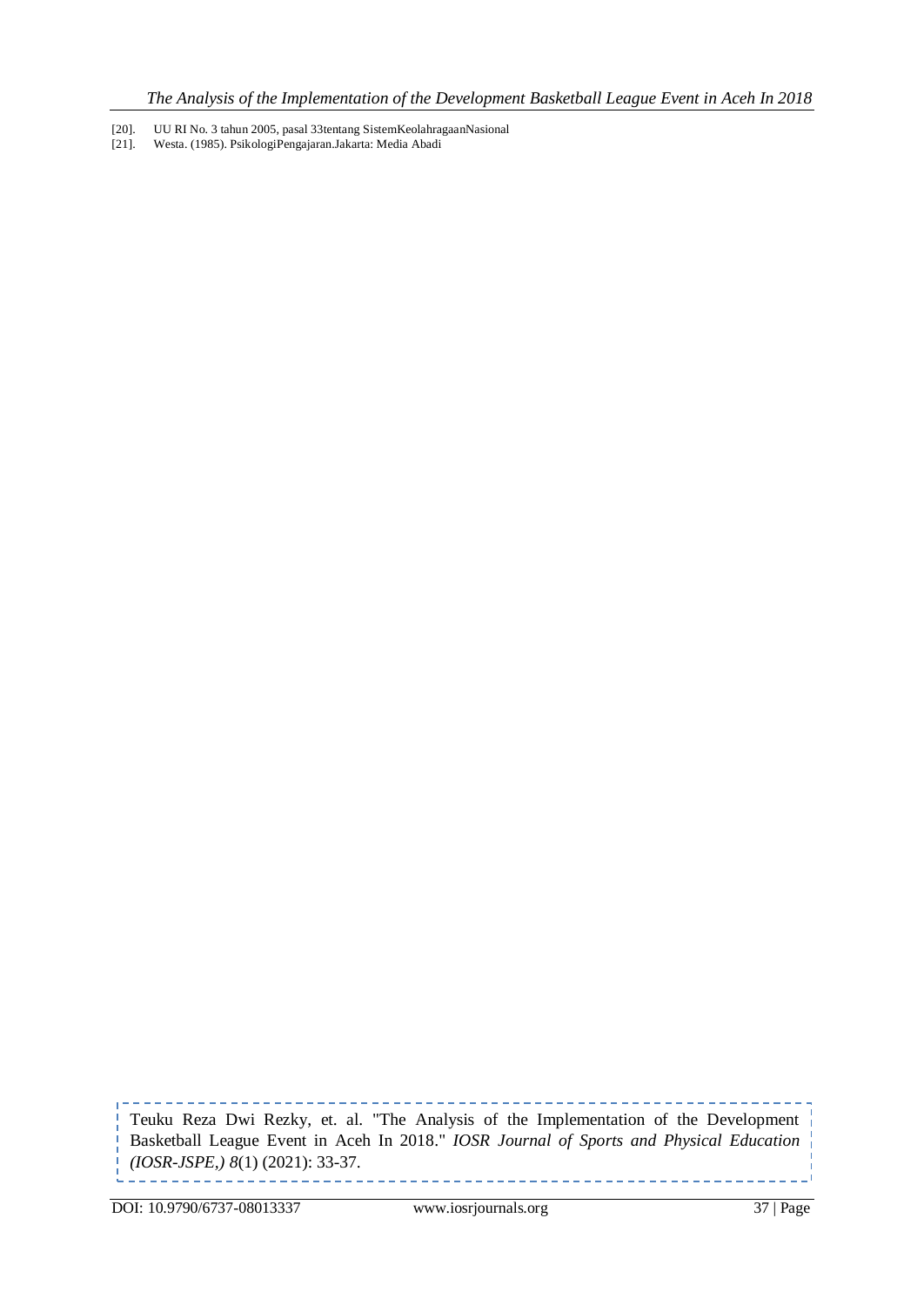[20]. UU RI No. 3 tahun 2005, pasal 33tentang SistemKeolahragaanNasional

[21]. Westa. (1985). PsikologiPengajaran.Jakarta: Media Abadi

Teuku Reza Dwi Rezky, et. al. "The Analysis of the Implementation of the Development Basketball League Event in Aceh In 2018." *IOSR Journal of Sports and Physical Education (IOSR-JSPE,) 8*(1) (2021): 33-37.